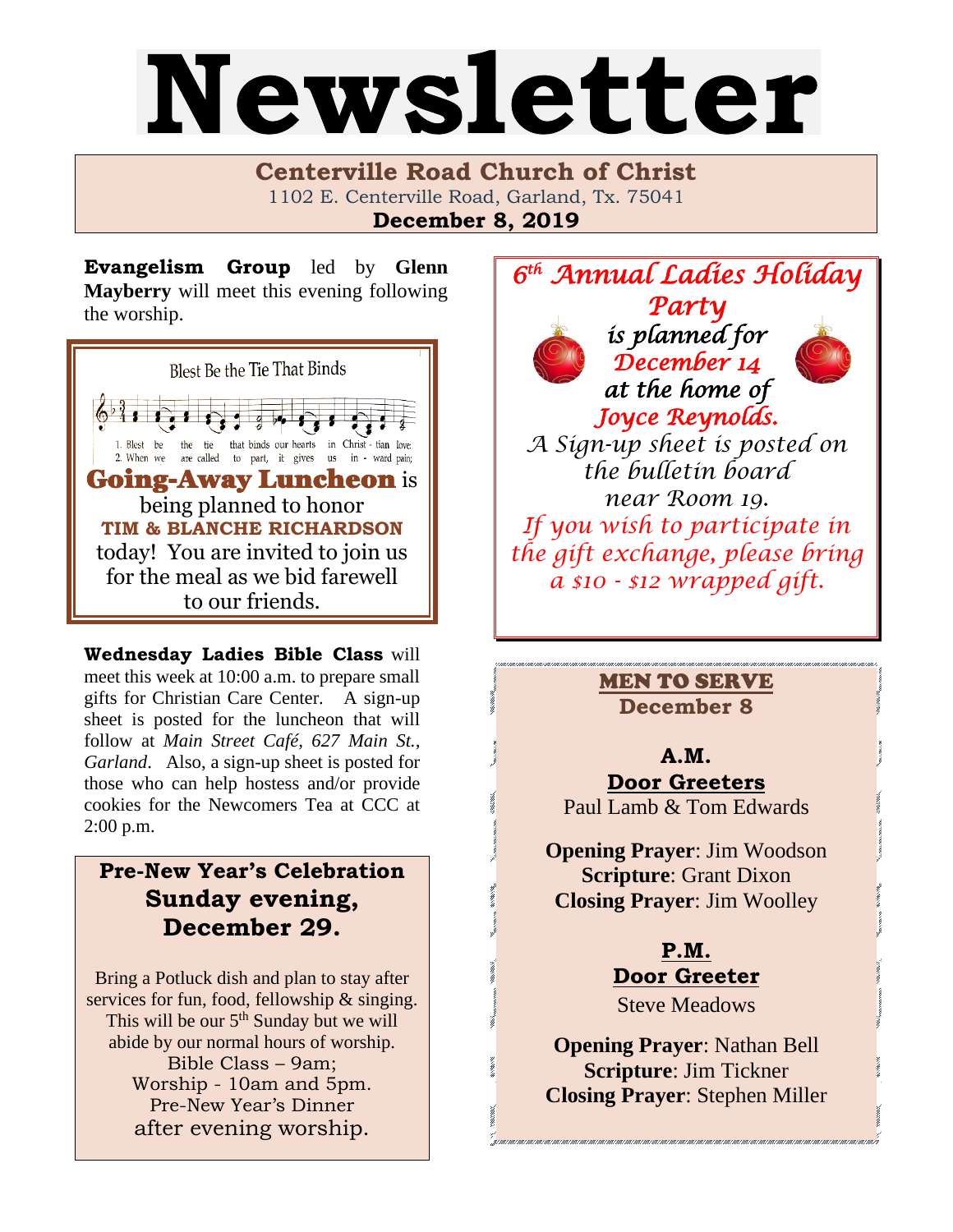# Newsletter

**Centerville Road Church of Christ**
1102 E. Centerville Road, Garland, Tx. 75041
**December 8, 2019**

**Evangelism Group** led by **Glenn Mayberry** will meet this evening following the worship.

Blest Be the Tie That Binds

1. Blest be the tie that binds our hearts in Christ - tian love;
2. When we are called to part, it gives us in - ward pain;

**Going-Away Luncheon** is being planned to honor **TIM & BLANCHE RICHARDSON** today! You are invited to join us for the meal as we bid farewell to our friends.

**Wednesday Ladies Bible Class** will meet this week at 10:00 a.m. to prepare small gifts for Christian Care Center. A sign-up sheet is posted for the luncheon that will follow at *Main Street Café, 627 Main St., Garland*. Also, a sign-up sheet is posted for those who can help hostess and/or provide cookies for the Newcomers Tea at CCC at 2:00 p.m.

## Pre-New Year's Celebration Sunday evening, December 29.

Bring a Potluck dish and plan to stay after services for fun, food, fellowship & singing. This will be our 5th Sunday but we will abide by our normal hours of worship.
Bible Class – 9am;
Worship - 10am and 5pm.
Pre-New Year's Dinner
after evening worship.

## *6th Annual Ladies Holiday Party*

*is planned for December 14 at the home of Joyce Reynolds.*

*A Sign-up sheet is posted on the bulletin board near Room 19.*

*If you wish to participate in the gift exchange, please bring a $10 - $12 wrapped gift.*

## MEN TO SERVE
**December 8**

**A.M.**
**Door Greeters**
Paul Lamb & Tom Edwards

**Opening Prayer**: Jim Woodson
**Scripture**: Grant Dixon
**Closing Prayer**: Jim Woolley

**P.M.**
**Door Greeter**
Steve Meadows

**Opening Prayer**: Nathan Bell
**Scripture**: Jim Tickner
**Closing Prayer**: Stephen Miller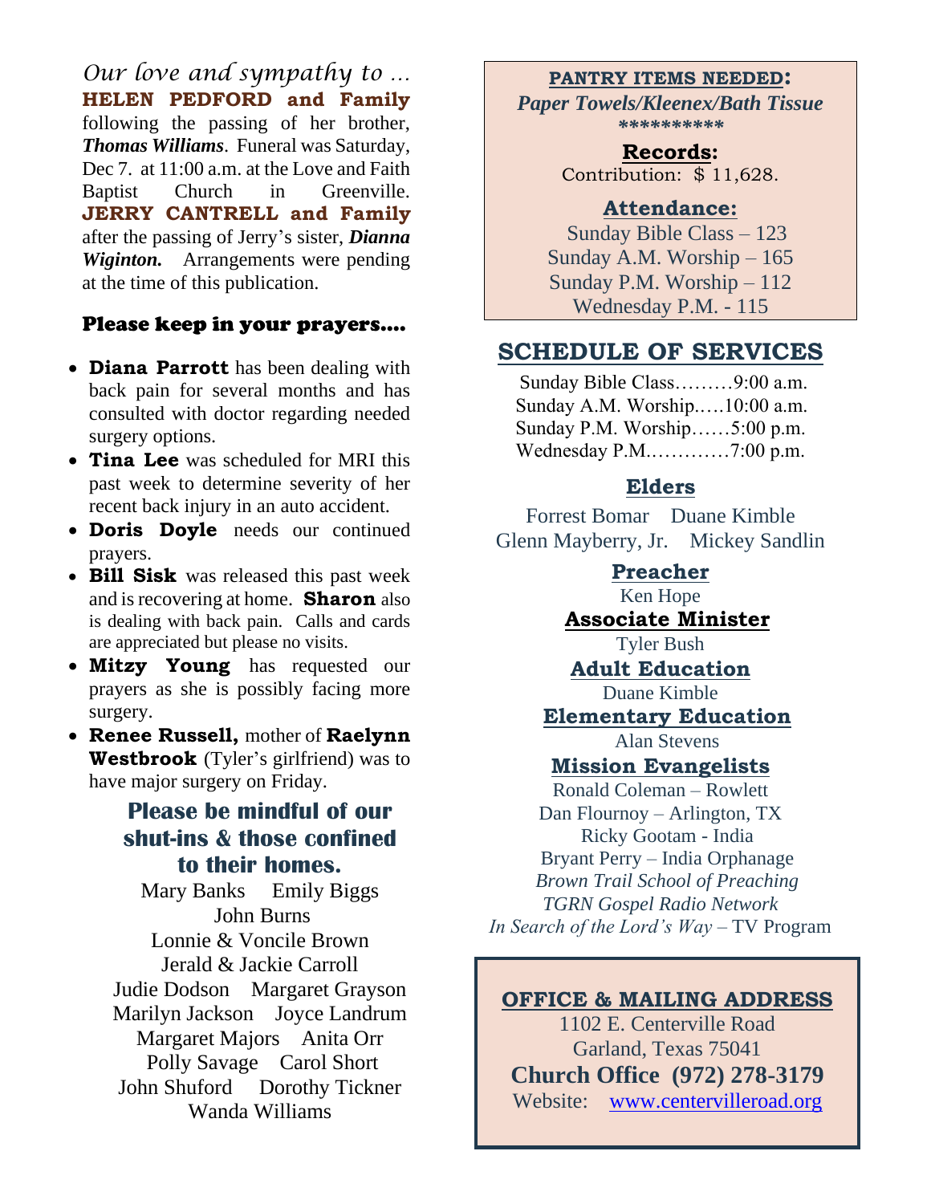*Our love and sympathy to …*

**HELEN PEDFORD and Family** following the passing of her brother, ***Thomas Williams***. Funeral was Saturday, Dec 7. at 11:00 a.m. at the Love and Faith Baptist Church in Greenville. **JERRY CANTRELL and Family** after the passing of Jerry's sister, ***Dianna Wiginton.*** Arrangements were pending at the time of this publication.

## Please keep in your prayers….

- **Diana Parrott** has been dealing with back pain for several months and has consulted with doctor regarding needed surgery options.
- **Tina Lee** was scheduled for MRI this past week to determine severity of her recent back injury in an auto accident.
- **Doris Doyle** needs our continued prayers.
- **Bill Sisk** was released this past week and is recovering at home. **Sharon** also is dealing with back pain. Calls and cards are appreciated but please no visits.
- **Mitzy Young** has requested our prayers as she is possibly facing more surgery.
- **Renee Russell,** mother of **Raelynn Westbrook** (Tyler's girlfriend) was to have major surgery on Friday.

## Please be mindful of our shut-ins & those confined to their homes.

Mary Banks   Emily Biggs
John Burns
Lonnie & Voncile Brown
Jerald & Jackie Carroll
Judie Dodson   Margaret Grayson
Marilyn Jackson   Joyce Landrum
Margaret Majors   Anita Orr
Polly Savage   Carol Short
John Shuford   Dorothy Tickner
Wanda Williams

**PANTRY ITEMS NEEDED:**
*Paper Towels/Kleenex/Bath Tissue*
**********

**Records:**
Contribution: $ 11,628.

**Attendance:**
Sunday Bible Class – 123
Sunday A.M. Worship – 165
Sunday P.M. Worship – 112
Wednesday P.M. - 115

## SCHEDULE OF SERVICES

Sunday Bible Class………9:00 a.m.
Sunday A.M. Worship.….10:00 a.m.
Sunday P.M. Worship……5:00 p.m.
Wednesday P.M.…………7:00 p.m.

### Elders

Forrest Bomar   Duane Kimble
Glenn Mayberry, Jr.   Mickey Sandlin

### Preacher

Ken Hope

### Associate Minister

Tyler Bush

### Adult Education

Duane Kimble

### Elementary Education

Alan Stevens

### Mission Evangelists

Ronald Coleman – Rowlett
Dan Flournoy – Arlington, TX
Ricky Gootam - India
Bryant Perry – India Orphanage
*Brown Trail School of Preaching*
*TGRN Gospel Radio Network*
*In Search of the Lord's Way* – TV Program

### OFFICE & MAILING ADDRESS

1102 E. Centerville Road
Garland, Texas 75041
**Church Office (972) 278-3179**
Website: www.centervilleroad.org